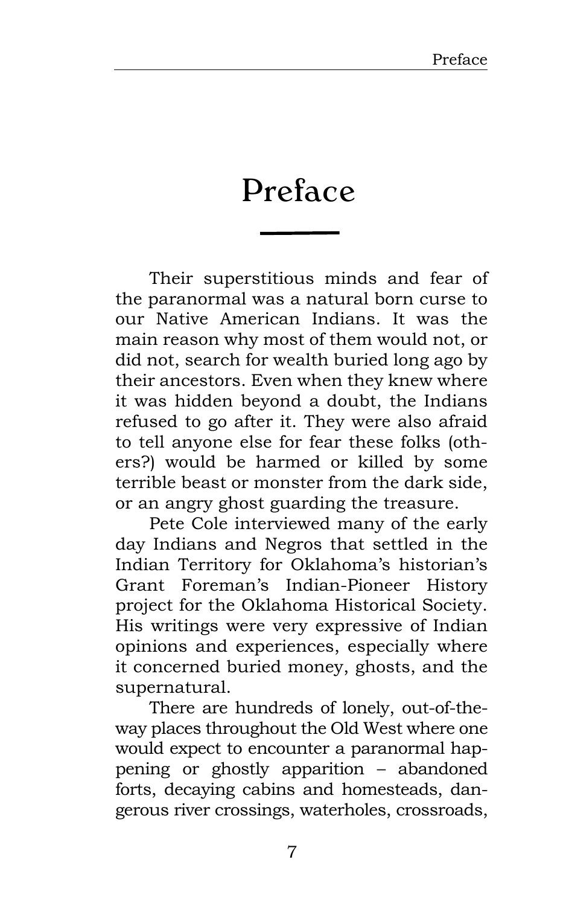# Preface

Their superstitious minds and fear of the paranormal was a natural born curse to our Native American Indians. It was the main reason why most of them would not, or did not, search for wealth buried long ago by their ancestors. Even when they knew where it was hidden beyond a doubt, the Indians refused to go after it. They were also afraid to tell anyone else for fear these folks (others?) would be harmed or killed by some terrible beast or monster from the dark side, or an angry ghost guarding the treasure.

Pete Cole interviewed many of the early day Indians and Negros that settled in the Indian Territory for Oklahoma's historian's Grant Foreman's Indian-Pioneer History project for the Oklahoma Historical Society. His writings were very expressive of Indian opinions and experiences, especially where it concerned buried money, ghosts, and the supernatural.

There are hundreds of lonely, out-of-the-way places throughout the Old West where one would expect to encounter a paranormal happening or ghostly apparition – abandoned forts, decaying cabins and homesteads, dangerous river crossings, waterholes, crossroads,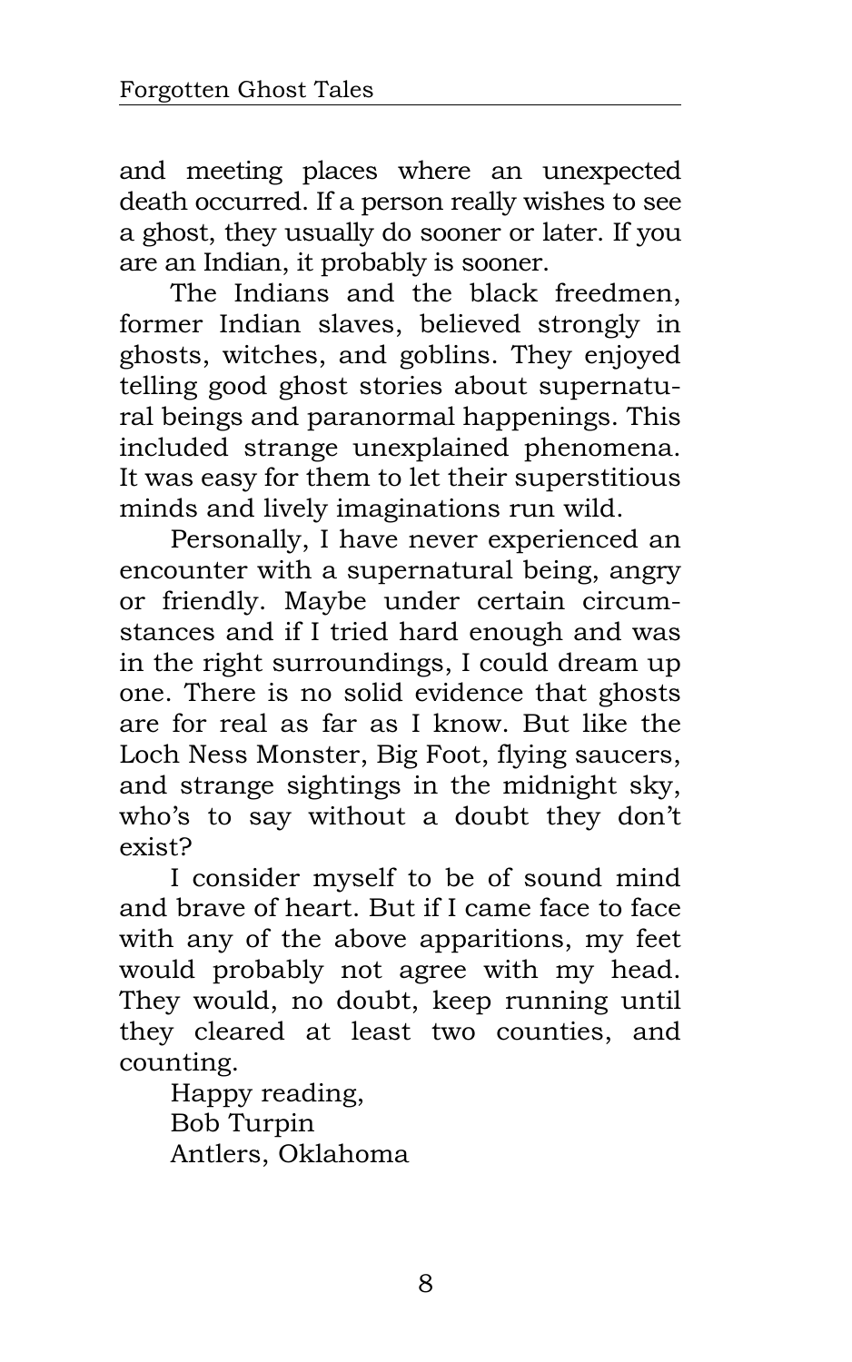and meeting places where an unexpected death occurred. If a person really wishes to see a ghost, they usually do sooner or later. If you are an Indian, it probably is sooner.

The Indians and the black freedmen, former Indian slaves, believed strongly in ghosts, witches, and goblins. They enjoyed telling good ghost stories about supernatural beings and paranormal happenings. This included strange unexplained phenomena. It was easy for them to let their superstitious minds and lively imaginations run wild.

Personally, I have never experienced an encounter with a supernatural being, angry or friendly. Maybe under certain circumstances and if I tried hard enough and was in the right surroundings, I could dream up one. There is no solid evidence that ghosts are for real as far as I know. But like the Loch Ness Monster, Big Foot, flying saucers, and strange sightings in the midnight sky, who's to say without a doubt they don't exist?

I consider myself to be of sound mind and brave of heart. But if I came face to face with any of the above apparitions, my feet would probably not agree with my head. They would, no doubt, keep running until they cleared at least two counties, and counting.

Happy reading,
Bob Turpin
Antlers, Oklahoma